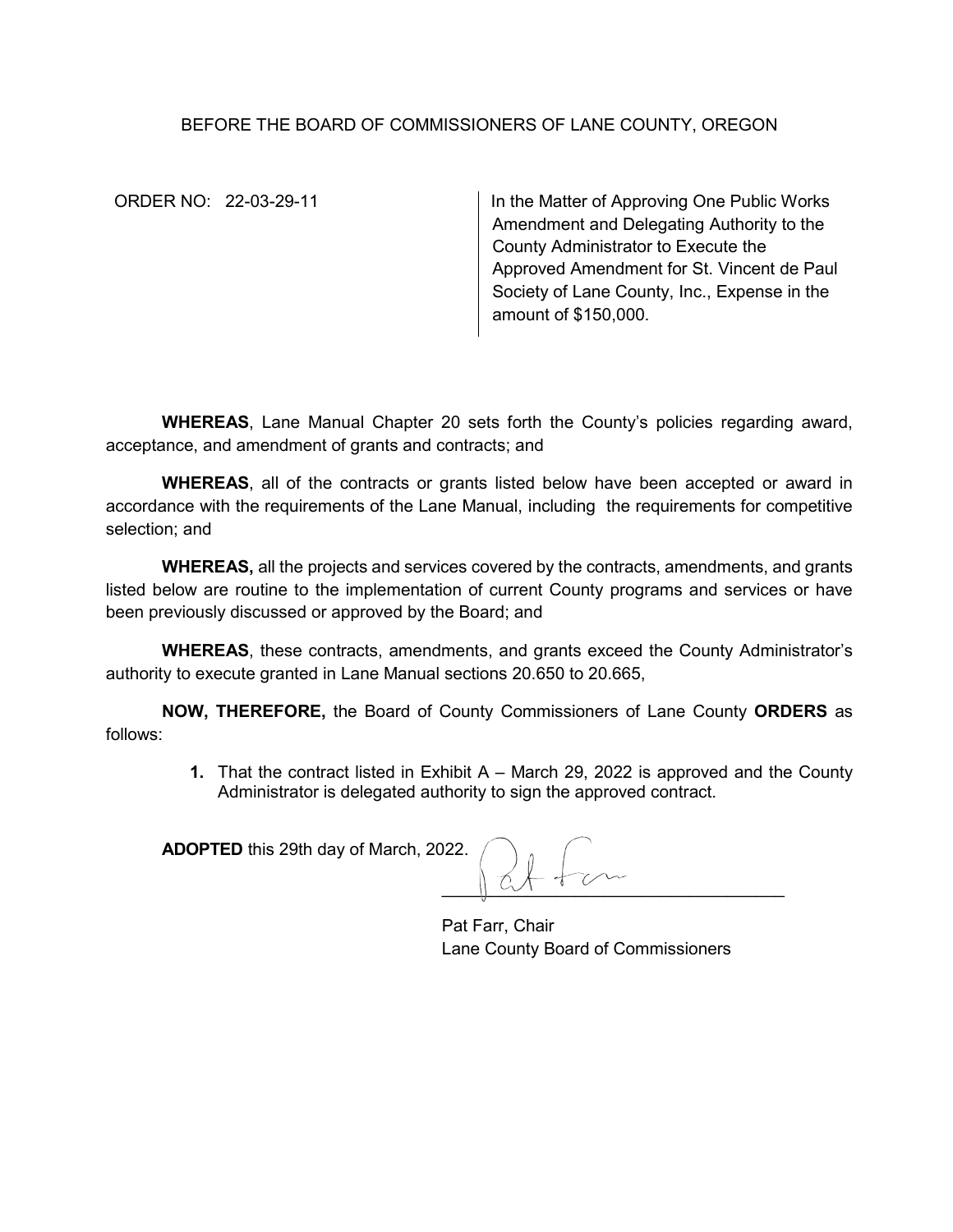BEFORE THE BOARD OF COMMISSIONERS OF LANE COUNTY, OREGON

ORDER NO: 22-03-29-11

In the Matter of Approving One Public Works Amendment and Delegating Authority to the County Administrator to Execute the Approved Amendment for St. Vincent de Paul Society of Lane County, Inc., Expense in the amount of $150,000.

**WHEREAS**, Lane Manual Chapter 20 sets forth the County's policies regarding award, acceptance, and amendment of grants and contracts; and

**WHEREAS**, all of the contracts or grants listed below have been accepted or award in accordance with the requirements of the Lane Manual, including the requirements for competitive selection; and

**WHEREAS,** all the projects and services covered by the contracts, amendments, and grants listed below are routine to the implementation of current County programs and services or have been previously discussed or approved by the Board; and

**WHEREAS**, these contracts, amendments, and grants exceed the County Administrator's authority to execute granted in Lane Manual sections 20.650 to 20.665,

**NOW, THEREFORE,** the Board of County Commissioners of Lane County **ORDERS** as follows:

1. That the contract listed in Exhibit A – March 29, 2022 is approved and the County Administrator is delegated authority to sign the approved contract.

**ADOPTED** this 29th day of March, 2022.

Pat Farr, Chair
Lane County Board of Commissioners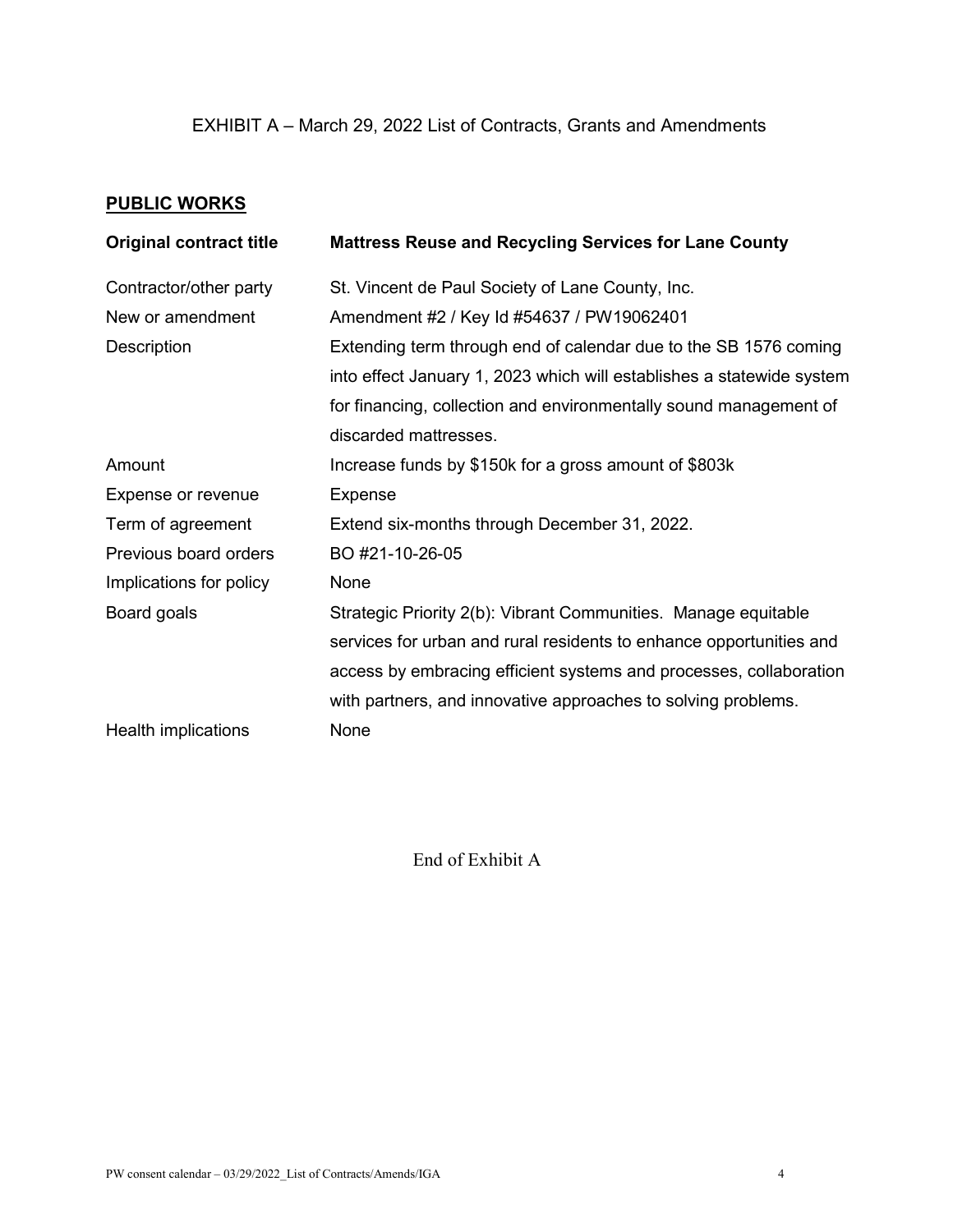EXHIBIT A – March 29, 2022 List of Contracts, Grants and Amendments

**PUBLIC WORKS**

| | |
|---|---|
| **Original contract title** | **Mattress Reuse and Recycling Services for Lane County** |
| Contractor/other party | St. Vincent de Paul Society of Lane County, Inc. |
| New or amendment | Amendment #2 / Key Id #54637 / PW19062401 |
| Description | Extending term through end of calendar due to the SB 1576 coming into effect January 1, 2023 which will establishes a statewide system for financing, collection and environmentally sound management of discarded mattresses. |
| Amount | Increase funds by $150k for a gross amount of $803k |
| Expense or revenue | Expense |
| Term of agreement | Extend six-months through December 31, 2022. |
| Previous board orders | BO #21-10-26-05 |
| Implications for policy | None |
| Board goals | Strategic Priority 2(b): Vibrant Communities. Manage equitable services for urban and rural residents to enhance opportunities and access by embracing efficient systems and processes, collaboration with partners, and innovative approaches to solving problems. |
| Health implications | None |

End of Exhibit A